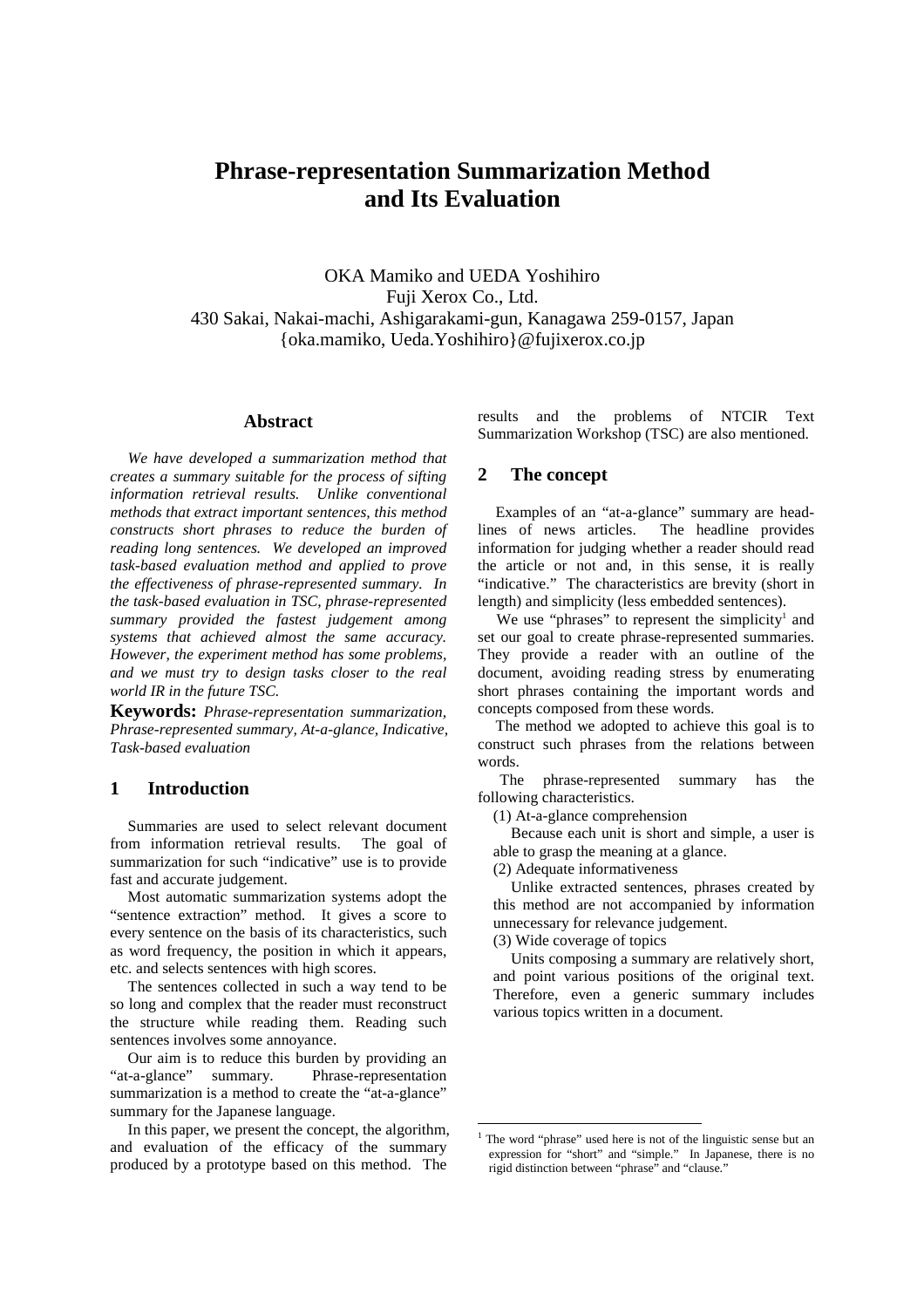# Phrase-representation Summarization Method and Its Evaluation

OKA Mamiko and UEDA Yoshihiro
Fuji Xerox Co., Ltd.
430 Sakai, Nakai-machi, Ashigarakami-gun, Kanagawa 259-0157, Japan
{oka.mamiko, Ueda.Yoshihiro}@fujixerox.co.jp

## Abstract

*We have developed a summarization method that creates a summary suitable for the process of sifting information retrieval results. Unlike conventional methods that extract important sentences, this method constructs short phrases to reduce the burden of reading long sentences. We developed an improved task-based evaluation method and applied to prove the effectiveness of phrase-represented summary. In the task-based evaluation in TSC, phrase-represented summary provided the fastest judgement among systems that achieved almost the same accuracy. However, the experiment method has some problems, and we must try to design tasks closer to the real world IR in the future TSC.*

**Keywords:** *Phrase-representation summarization, Phrase-represented summary, At-a-glance, Indicative, Task-based evaluation*

## 1 Introduction

Summaries are used to select relevant document from information retrieval results. The goal of summarization for such "indicative" use is to provide fast and accurate judgement.

Most automatic summarization systems adopt the "sentence extraction" method. It gives a score to every sentence on the basis of its characteristics, such as word frequency, the position in which it appears, etc. and selects sentences with high scores.

The sentences collected in such a way tend to be so long and complex that the reader must reconstruct the structure while reading them. Reading such sentences involves some annoyance.

Our aim is to reduce this burden by providing an "at-a-glance" summary. Phrase-representation summarization is a method to create the "at-a-glance" summary for the Japanese language.

In this paper, we present the concept, the algorithm, and evaluation of the efficacy of the summary produced by a prototype based on this method. The results and the problems of NTCIR Text Summarization Workshop (TSC) are also mentioned.

## 2 The concept

Examples of an "at-a-glance" summary are headlines of news articles. The headline provides information for judging whether a reader should read the article or not and, in this sense, it is really "indicative." The characteristics are brevity (short in length) and simplicity (less embedded sentences).

We use "phrases" to represent the simplicity[1] and set our goal to create phrase-represented summaries. They provide a reader with an outline of the document, avoiding reading stress by enumerating short phrases containing the important words and concepts composed from these words.

The method we adopted to achieve this goal is to construct such phrases from the relations between words.

The phrase-represented summary has the following characteristics.

(1) At-a-glance comprehension

Because each unit is short and simple, a user is able to grasp the meaning at a glance.

(2) Adequate informativeness

Unlike extracted sentences, phrases created by this method are not accompanied by information unnecessary for relevance judgement.

(3) Wide coverage of topics

Units composing a summary are relatively short, and point various positions of the original text. Therefore, even a generic summary includes various topics written in a document.

---

[1] The word "phrase" used here is not of the linguistic sense but an expression for "short" and "simple." In Japanese, there is no rigid distinction between "phrase" and "clause."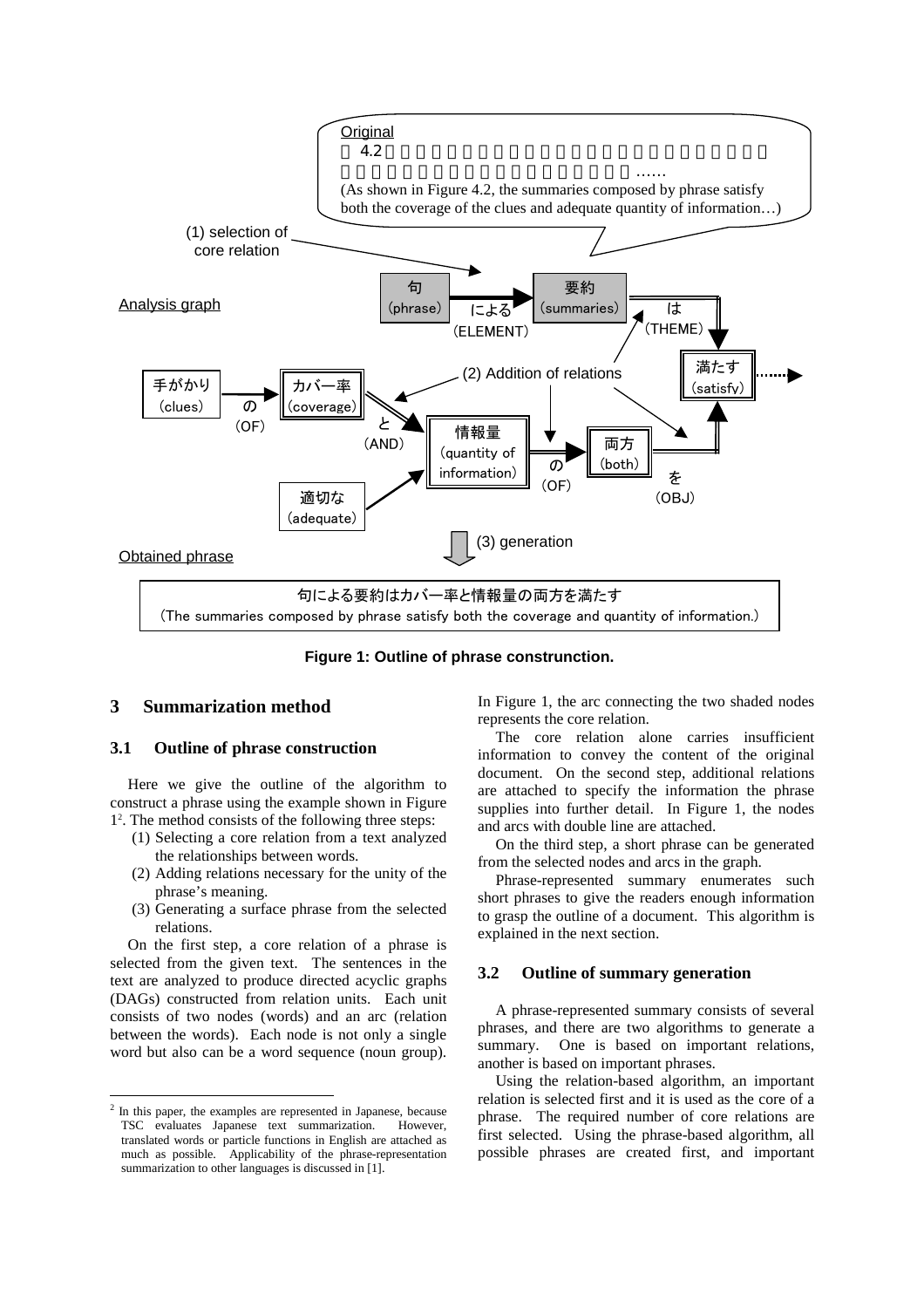Original

図4.2 ……

(As shown in Figure 4.2, the summaries composed by phrase satisfy both the coverage of the clues and adequate quantity of information…)

(1) selection of core relation

Analysis graph

句 (phrase) による (ELEMENT) 要約 (summaries) は (THEME) 満たす (satisfy)

手がかり (clues) の (OF) カバー率 (coverage) と (AND) 情報量 (quantity of information) の (OF) 両方 (both) を (OBJ)

適切な (adequate)

(2) Addition of relations

(3) generation

Obtained phrase

句による要約はカバー率と情報量の両方を満たす
(The summaries composed by phrase satisfy both the coverage and quantity of information.)

**Figure 1: Outline of phrase construnction.**

## 3 Summarization method

### 3.1 Outline of phrase construction

Here we give the outline of the algorithm to construct a phrase using the example shown in Figure 1[2]. The method consists of the following three steps:

(1) Selecting a core relation from a text analyzed the relationships between words.
(2) Adding relations necessary for the unity of the phrase's meaning.
(3) Generating a surface phrase from the selected relations.

On the first step, a core relation of a phrase is selected from the given text. The sentences in the text are analyzed to produce directed acyclic graphs (DAGs) constructed from relation units. Each unit consists of two nodes (words) and an arc (relation between the words). Each node is not only a single word but also can be a word sequence (noun group). In Figure 1, the arc connecting the two shaded nodes represents the core relation.

The core relation alone carries insufficient information to convey the content of the original document. On the second step, additional relations are attached to specify the information the phrase supplies into further detail. In Figure 1, the nodes and arcs with double line are attached.

On the third step, a short phrase can be generated from the selected nodes and arcs in the graph.

Phrase-represented summary enumerates such short phrases to give the readers enough information to grasp the outline of a document. This algorithm is explained in the next section.

### 3.2 Outline of summary generation

A phrase-represented summary consists of several phrases, and there are two algorithms to generate a summary. One is based on important relations, another is based on important phrases.

Using the relation-based algorithm, an important relation is selected first and it is used as the core of a phrase. The required number of core relations are first selected. Using the phrase-based algorithm, all possible phrases are created first, and important

[2] In this paper, the examples are represented in Japanese, because TSC evaluates Japanese text summarization. However, translated words or particle functions in English are attached as much as possible. Applicability of the phrase-representation summarization to other languages is discussed in [1].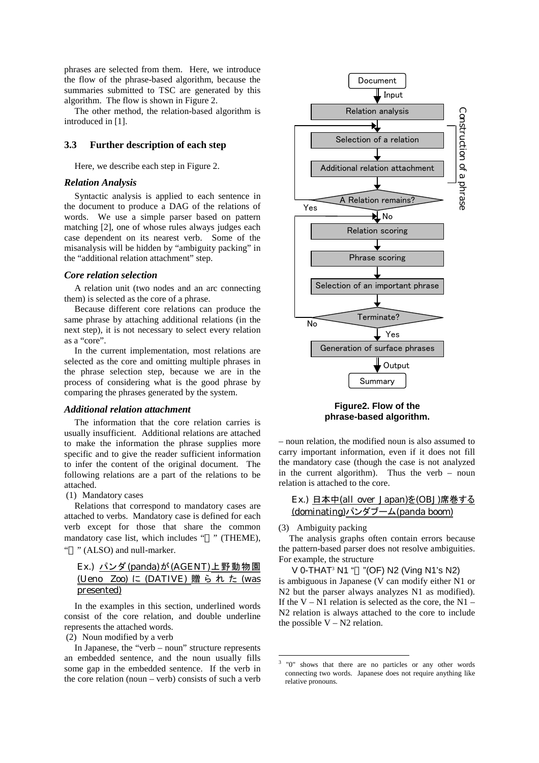phrases are selected from them. Here, we introduce the flow of the phrase-based algorithm, because the summaries submitted to TSC are generated by this algorithm. The flow is shown in Figure 2.

The other method, the relation-based algorithm is introduced in [1].

## 3.3 Further description of each step

Here, we describe each step in Figure 2.

### *Relation Analysis*

Syntactic analysis is applied to each sentence in the document to produce a DAG of the relations of words. We use a simple parser based on pattern matching [2], one of whose rules always judges each case dependent on its nearest verb. Some of the misanalysis will be hidden by "ambiguity packing" in the "additional relation attachment" step.

### *Core relation selection*

A relation unit (two nodes and an arc connecting them) is selected as the core of a phrase.

Because different core relations can produce the same phrase by attaching additional relations (in the next step), it is not necessary to select every relation as a "core".

In the current implementation, most relations are selected as the core and omitting multiple phrases in the phrase selection step, because we are in the process of considering what is the good phrase by comparing the phrases generated by the system.

### *Additional relation attachment*

The information that the core relation carries is usually insufficient. Additional relations are attached to make the information the phrase supplies more specific and to give the reader sufficient information to infer the content of the original document. The following relations are a part of the relations to be attached.

(1) Mandatory cases

Relations that correspond to mandatory cases are attached to verbs. Mandatory case is defined for each verb except for those that share the common mandatory case list, which includes "は" (THEME), "も" (ALSO) and null-marker.

Ex.) パンダ(panda)が(AGENT)上野動物園(Ueno Zoo)に(DATIVE)贈られた(was presented)

In the examples in this section, underlined words consist of the core relation, and double underline represents the attached words.

(2) Noun modified by a verb

In Japanese, the "verb – noun" structure represents an embedded sentence, and the noun usually fills some gap in the embedded sentence. If the verb in the core relation (noun – verb) consists of such a verb – noun relation, the modified noun is also assumed to carry important information, even if it does not fill the mandatory case (though the case is not analyzed in the current algorithm). Thus the verb – noun relation is attached to the core.

Ex.) 日本中(all over Japan)を(OBJ)席巻する(dominating)パンダブーム(panda boom)

(3) Ambiguity packing

The analysis graphs often contain errors because the pattern-based parser does not resolve ambiguities. For example, the structure

V 0-THAT[3] N1 "の"(OF) N2 (Ving N1's N2)

is ambiguous in Japanese (V can modify either N1 or N2 but the parser always analyzes N1 as modified). If the V – N1 relation is selected as the core, the N1 – N2 relation is always attached to the core to include the possible V – N2 relation.

Document → Input → Relation analysis → [Construction of a phrase: Selection of a relation → Additional relation attachment] → A Relation remains? (Yes: back to Selection of a relation; No) → Relation scoring → Phrase scoring → Selection of an important phrase → Terminate? (No: back to Relation scoring; Yes) → Generation of surface phrases → Output → Summary

**Figure2. Flow of the phrase-based algorithm.**

[3] "0" shows that there are no particles or any other words connecting two words. Japanese does not require anything like relative pronouns.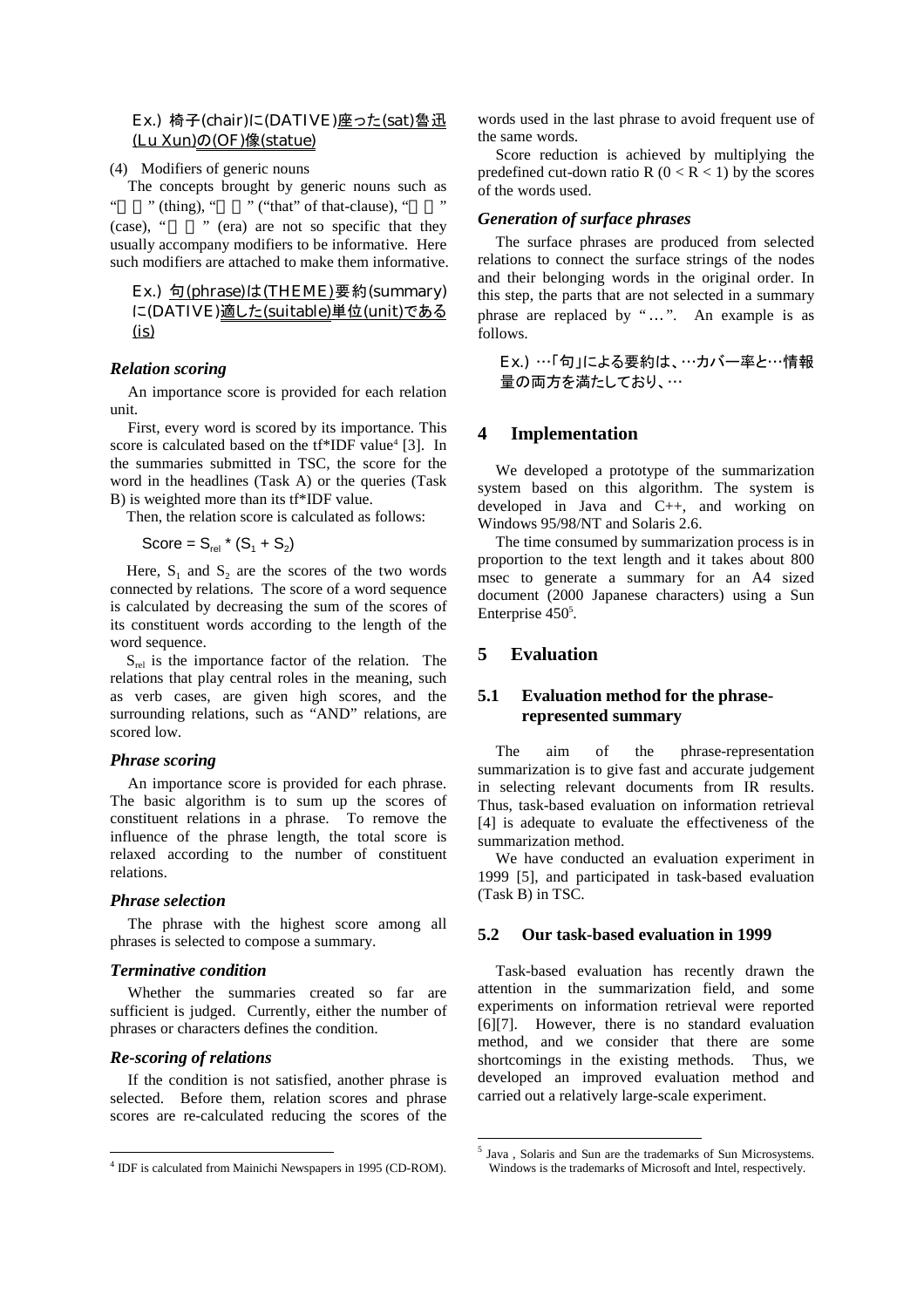Ex.) 椅子(chair)に(DATIVE)座った(sat)魯迅(Lu Xun)の(OF)像(statue)

(4) Modifiers of generic nouns

The concepts brought by generic nouns such as "　　" (thing), "　　" ("that" of that-clause), "　　" (case), "　　" (era) are not so specific that they usually accompany modifiers to be informative. Here such modifiers are attached to make them informative.

Ex.) 句(phrase)は(THEME)要約(summary)に(DATIVE)適した(suitable)単位(unit)である(is)

### *Relation scoring*

An importance score is provided for each relation unit.

First, every word is scored by its importance. This score is calculated based on the tf*IDF value[4] [3]. In the summaries submitted in TSC, the score for the word in the headlines (Task A) or the queries (Task B) is weighted more than its tf*IDF value.

Then, the relation score is calculated as follows:

$$\text{Score} = S_{rel} * (S_1 + S_2)$$

Here, $S_1$ and $S_2$ are the scores of the two words connected by relations. The score of a word sequence is calculated by decreasing the sum of the scores of its constituent words according to the length of the word sequence.

$S_{rel}$ is the importance factor of the relation. The relations that play central roles in the meaning, such as verb cases, are given high scores, and the surrounding relations, such as "AND" relations, are scored low.

### *Phrase scoring*

An importance score is provided for each phrase. The basic algorithm is to sum up the scores of constituent relations in a phrase. To remove the influence of the phrase length, the total score is relaxed according to the number of constituent relations.

### *Phrase selection*

The phrase with the highest score among all phrases is selected to compose a summary.

### *Terminative condition*

Whether the summaries created so far are sufficient is judged. Currently, either the number of phrases or characters defines the condition.

### *Re-scoring of relations*

If the condition is not satisfied, another phrase is selected. Before them, relation scores and phrase scores are re-calculated reducing the scores of the words used in the last phrase to avoid frequent use of the same words.

Score reduction is achieved by multiplying the predefined cut-down ratio R ($0 < R < 1$) by the scores of the words used.

### *Generation of surface phrases*

The surface phrases are produced from selected relations to connect the surface strings of the nodes and their belonging words in the original order. In this step, the parts that are not selected in a summary phrase are replaced by "…". An example is as follows.

Ex.) …「句」による要約は、…カバー率と…情報量の両方を満たしており、…

## 4 Implementation

We developed a prototype of the summarization system based on this algorithm. The system is developed in Java and C++, and working on Windows 95/98/NT and Solaris 2.6.

The time consumed by summarization process is in proportion to the text length and it takes about 800 msec to generate a summary for an A4 sized document (2000 Japanese characters) using a Sun Enterprise 450[5].

## 5 Evaluation

### 5.1 Evaluation method for the phrase-represented summary

The aim of the phrase-representation summarization is to give fast and accurate judgement in selecting relevant documents from IR results. Thus, task-based evaluation on information retrieval [4] is adequate to evaluate the effectiveness of the summarization method.

We have conducted an evaluation experiment in 1999 [5], and participated in task-based evaluation (Task B) in TSC.

### 5.2 Our task-based evaluation in 1999

Task-based evaluation has recently drawn the attention in the summarization field, and some experiments on information retrieval were reported [6][7]. However, there is no standard evaluation method, and we consider that there are some shortcomings in the existing methods. Thus, we developed an improved evaluation method and carried out a relatively large-scale experiment.

---

[4] IDF is calculated from Mainichi Newspapers in 1995 (CD-ROM).

[5] Java , Solaris and Sun are the trademarks of Sun Microsystems. Windows is the trademarks of Microsoft and Intel, respectively.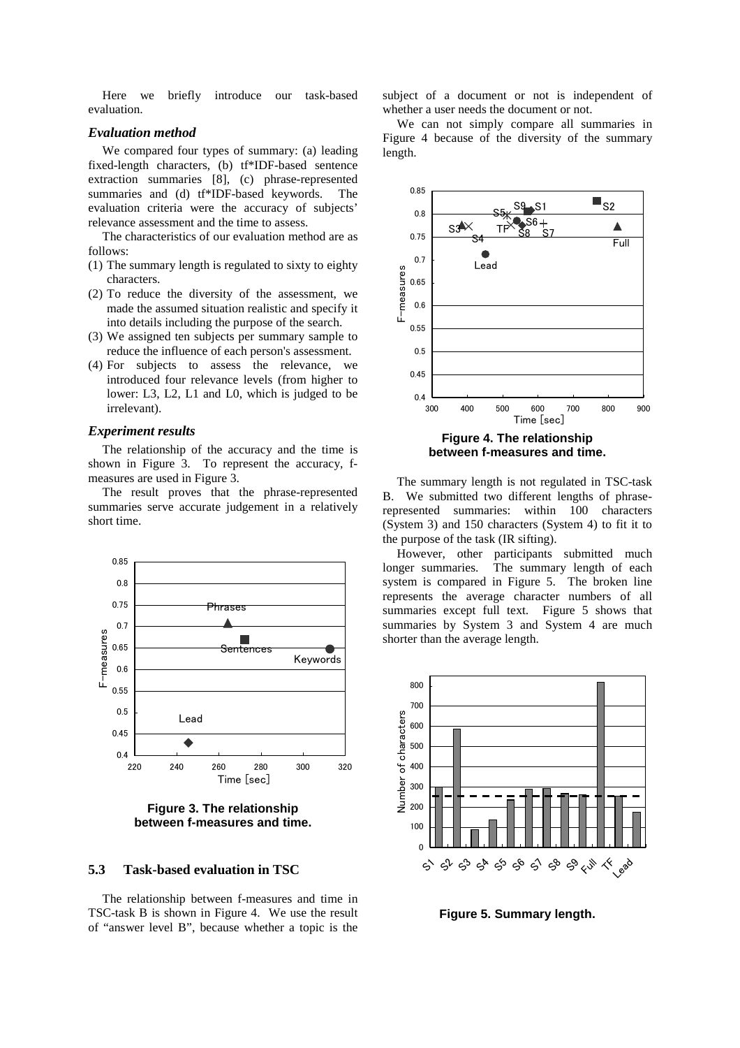Here we briefly introduce our task-based evaluation.

### *Evaluation method*

We compared four types of summary: (a) leading fixed-length characters, (b) tf*IDF-based sentence extraction summaries [8], (c) phrase-represented summaries and (d) tf*IDF-based keywords. The evaluation criteria were the accuracy of subjects' relevance assessment and the time to assess.

The characteristics of our evaluation method are as follows:

(1) The summary length is regulated to sixty to eighty characters.
(2) To reduce the diversity of the assessment, we made the assumed situation realistic and specify it into details including the purpose of the search.
(3) We assigned ten subjects per summary sample to reduce the influence of each person's assessment.
(4) For subjects to assess the relevance, we introduced four relevance levels (from higher to lower: L3, L2, L1 and L0, which is judged to be irrelevant).

### *Experiment results*

The relationship of the accuracy and the time is shown in Figure 3. To represent the accuracy, f-measures are used in Figure 3.

The result proves that the phrase-represented summaries serve accurate judgement in a relatively short time.

**Figure 3. The relationship between f-measures and time.**

## 5.3 Task-based evaluation in TSC

The relationship between f-measures and time in TSC-task B is shown in Figure 4. We use the result of "answer level B", because whether a topic is the subject of a document or not is independent of whether a user needs the document or not.

We can not simply compare all summaries in Figure 4 because of the diversity of the summary length.

**Figure 4. The relationship between f-measures and time.**

The summary length is not regulated in TSC-task B. We submitted two different lengths of phrase-represented summaries: within 100 characters (System 3) and 150 characters (System 4) to fit it to the purpose of the task (IR sifting).

However, other participants submitted much longer summaries. The summary length of each system is compared in Figure 5. The broken line represents the average character numbers of all summaries except full text. Figure 5 shows that summaries by System 3 and System 4 are much shorter than the average length.

**Figure 5. Summary length.**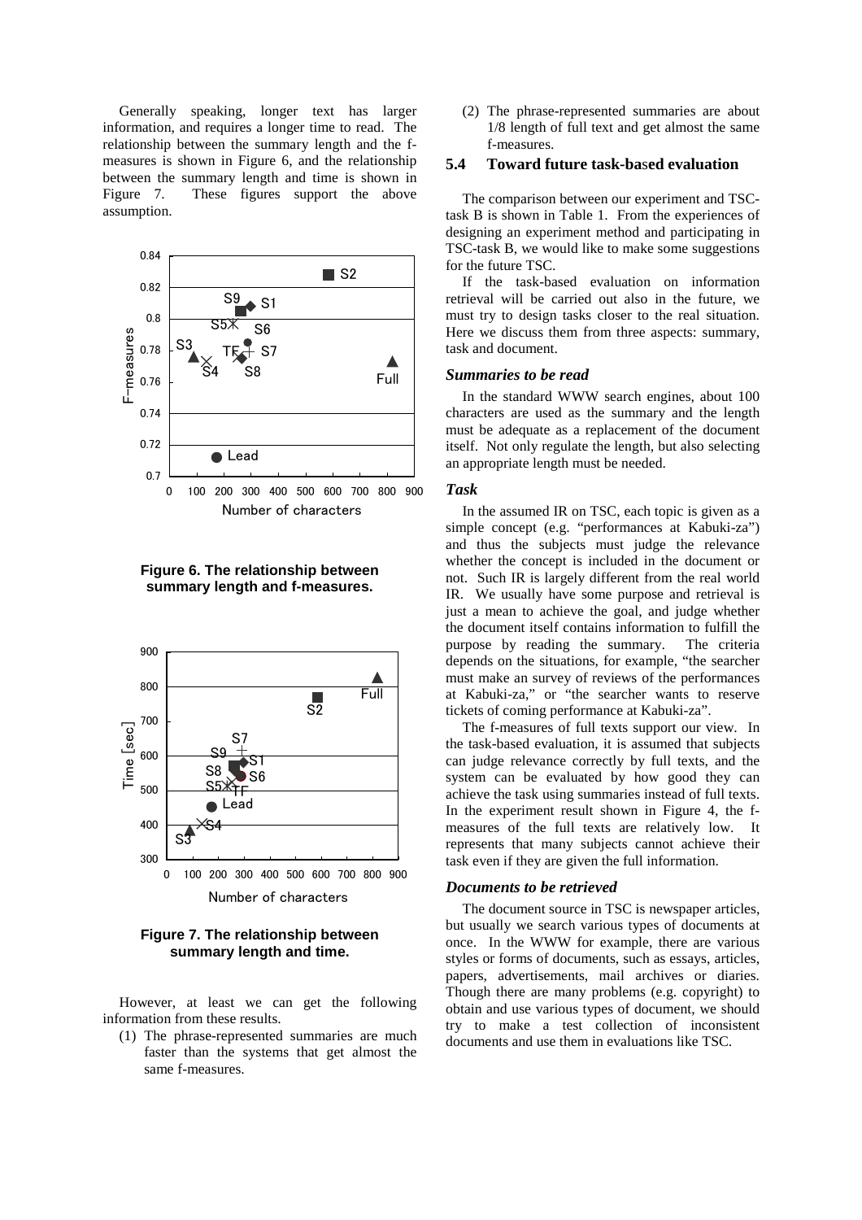Generally speaking, longer text has larger information, and requires a longer time to read. The relationship between the summary length and the f-measures is shown in Figure 6, and the relationship between the summary length and time is shown in Figure 7. These figures support the above assumption.

**Figure 6. The relationship between summary length and f-measures.**

**Figure 7. The relationship between summary length and time.**

However, at least we can get the following information from these results.

(1) The phrase-represented summaries are much faster than the systems that get almost the same f-measures.

(2) The phrase-represented summaries are about 1/8 length of full text and get almost the same f-measures.

## 5.4 Toward future task-based evaluation

The comparison between our experiment and TSC-task B is shown in Table 1. From the experiences of designing an experiment method and participating in TSC-task B, we would like to make some suggestions for the future TSC.

If the task-based evaluation on information retrieval will be carried out also in the future, we must try to design tasks closer to the real situation. Here we discuss them from three aspects: summary, task and document.

### *Summaries to be read*

In the standard WWW search engines, about 100 characters are used as the summary and the length must be adequate as a replacement of the document itself. Not only regulate the length, but also selecting an appropriate length must be needed.

### *Task*

In the assumed IR on TSC, each topic is given as a simple concept (e.g. "performances at Kabuki-za") and thus the subjects must judge the relevance whether the concept is included in the document or not. Such IR is largely different from the real world IR. We usually have some purpose and retrieval is just a mean to achieve the goal, and judge whether the document itself contains information to fulfill the purpose by reading the summary. The criteria depends on the situations, for example, "the searcher must make an survey of reviews of the performances at Kabuki-za," or "the searcher wants to reserve tickets of coming performance at Kabuki-za".

The f-measures of full texts support our view. In the task-based evaluation, it is assumed that subjects can judge relevance correctly by full texts, and the system can be evaluated by how good they can achieve the task using summaries instead of full texts. In the experiment result shown in Figure 4, the f-measures of the full texts are relatively low. It represents that many subjects cannot achieve their task even if they are given the full information.

### *Documents to be retrieved*

The document source in TSC is newspaper articles, but usually we search various types of documents at once. In the WWW for example, there are various styles or forms of documents, such as essays, articles, papers, advertisements, mail archives or diaries. Though there are many problems (e.g. copyright) to obtain and use various types of document, we should try to make a test collection of inconsistent documents and use them in evaluations like TSC.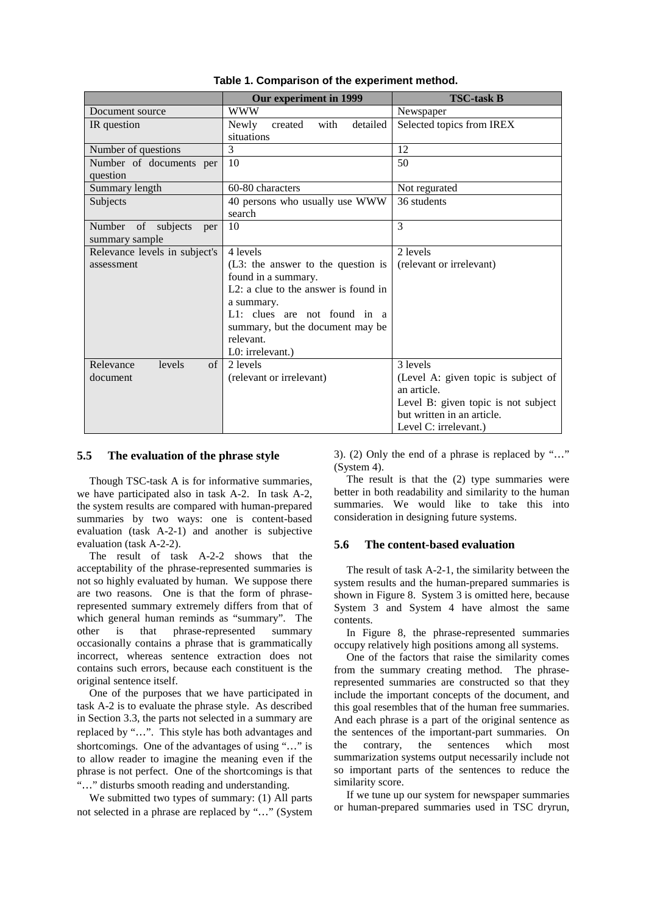**Table 1. Comparison of the experiment method.**

| | Our experiment in 1999 | TSC-task B |
|---|---|---|
| Document source | WWW | Newspaper |
| IR question | Newly created with detailed situations | Selected topics from IREX |
| Number of questions | 3 | 12 |
| Number of documents per question | 10 | 50 |
| Summary length | 60-80 characters | Not regurated |
| Subjects | 40 persons who usually use WWW search | 36 students |
| Number of subjects per summary sample | 10 | 3 |
| Relevance levels in subject's assessment | 4 levels (L3: the answer to the question is found in a summary. L2: a clue to the answer is found in a summary. L1: clues are not found in a summary, but the document may be relevant. L0: irrelevant.) | 2 levels (relevant or irrelevant) |
| Relevance levels of document | 2 levels (relevant or irrelevant) | 3 levels (Level A: given topic is subject of an article. Level B: given topic is not subject but written in an article. Level C: irrelevant.) |

### 5.5 The evaluation of the phrase style

Though TSC-task A is for informative summaries, we have participated also in task A-2. In task A-2, the system results are compared with human-prepared summaries by two ways: one is content-based evaluation (task A-2-1) and another is subjective evaluation (task A-2-2).

The result of task A-2-2 shows that the acceptability of the phrase-represented summaries is not so highly evaluated by human. We suppose there are two reasons. One is that the form of phrase-represented summary extremely differs from that of which general human reminds as "summary". The other is that phrase-represented summary occasionally contains a phrase that is grammatically incorrect, whereas sentence extraction does not contains such errors, because each constituent is the original sentence itself.

One of the purposes that we have participated in task A-2 is to evaluate the phrase style. As described in Section 3.3, the parts not selected in a summary are replaced by "…". This style has both advantages and shortcomings. One of the advantages of using "…" is to allow reader to imagine the meaning even if the phrase is not perfect. One of the shortcomings is that "…" disturbs smooth reading and understanding.

We submitted two types of summary: (1) All parts not selected in a phrase are replaced by "…" (System 3). (2) Only the end of a phrase is replaced by "…" (System 4).

The result is that the (2) type summaries were better in both readability and similarity to the human summaries. We would like to take this into consideration in designing future systems.

### 5.6 The content-based evaluation

The result of task A-2-1, the similarity between the system results and the human-prepared summaries is shown in Figure 8. System 3 is omitted here, because System 3 and System 4 have almost the same contents.

In Figure 8, the phrase-represented summaries occupy relatively high positions among all systems.

One of the factors that raise the similarity comes from the summary creating method. The phrase-represented summaries are constructed so that they include the important concepts of the document, and this goal resembles that of the human free summaries. And each phrase is a part of the original sentence as the sentences of the important-part summaries. On the contrary, the sentences which most summarization systems output necessarily include not so important parts of the sentences to reduce the similarity score.

If we tune up our system for newspaper summaries or human-prepared summaries used in TSC dryrun,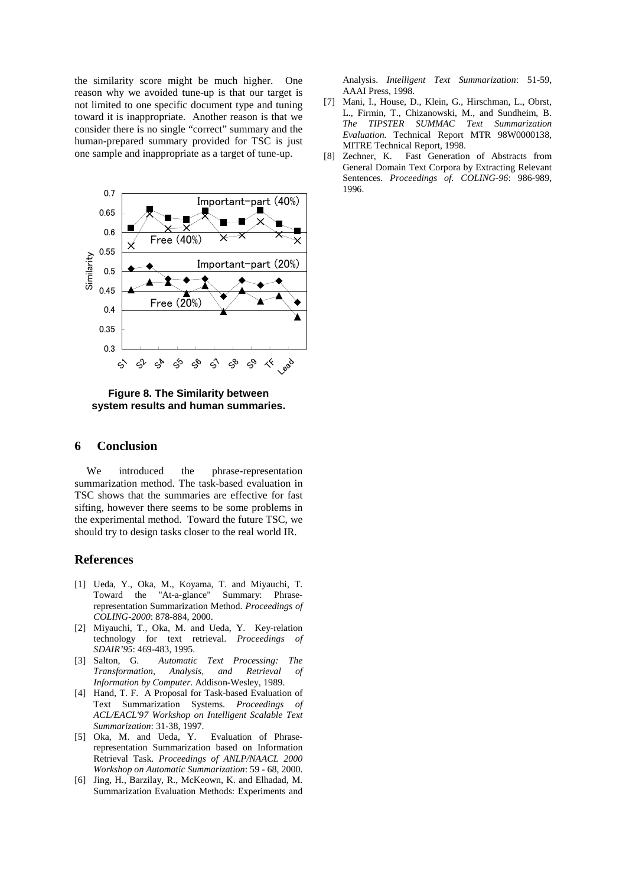the similarity score might be much higher. One reason why we avoided tune-up is that our target is not limited to one specific document type and tuning toward it is inappropriate. Another reason is that we consider there is no single "correct" summary and the human-prepared summary provided for TSC is just one sample and inappropriate as a target of tune-up.

0.7
0.65
0.6
0.55
0.5
0.45
0.4
0.35
0.3

Similarity

Important-part (40%)
Free (40%)
Important-part (20%)
Free (20%)

S1 S2 S4 S5 S6 S7 S8 S9 TF Lead

**Figure 8. The Similarity between system results and human summaries.**

## 6 Conclusion

We introduced the phrase-representation summarization method. The task-based evaluation in TSC shows that the summaries are effective for fast sifting, however there seems to be some problems in the experimental method. Toward the future TSC, we should try to design tasks closer to the real world IR.

## References

- [1] Ueda, Y., Oka, M., Koyama, T. and Miyauchi, T. Toward the "At-a-glance" Summary: Phrase-representation Summarization Method. *Proceedings of COLING-2000*: 878-884, 2000.
- [2] Miyauchi, T., Oka, M. and Ueda, Y. Key-relation technology for text retrieval. *Proceedings of SDAIR'95*: 469-483, 1995.
- [3] Salton, G. *Automatic Text Processing: The Transformation, Analysis, and Retrieval of Information by Computer*. Addison-Wesley, 1989.
- [4] Hand, T. F. A Proposal for Task-based Evaluation of Text Summarization Systems. *Proceedings of ACL/EACL'97 Workshop on Intelligent Scalable Text Summarization*: 31-38, 1997.
- [5] Oka, M. and Ueda, Y. Evaluation of Phrase-representation Summarization based on Information Retrieval Task. *Proceedings of ANLP/NAACL 2000 Workshop on Automatic Summarization*: 59 - 68, 2000.
- [6] Jing, H., Barzilay, R., McKeown, K. and Elhadad, M. Summarization Evaluation Methods: Experiments and Analysis. *Intelligent Text Summarization*: 51-59, AAAI Press, 1998.
- [7] Mani, I., House, D., Klein, G., Hirschman, L., Obrst, L., Firmin, T., Chizanowski, M., and Sundheim, B. *The TIPSTER SUMMAC Text Summarization Evaluation.* Technical Report MTR 98W0000138, MITRE Technical Report, 1998.
- [8] Zechner, K. Fast Generation of Abstracts from General Domain Text Corpora by Extracting Relevant Sentences. *Proceedings of. COLING-96*: 986-989, 1996.